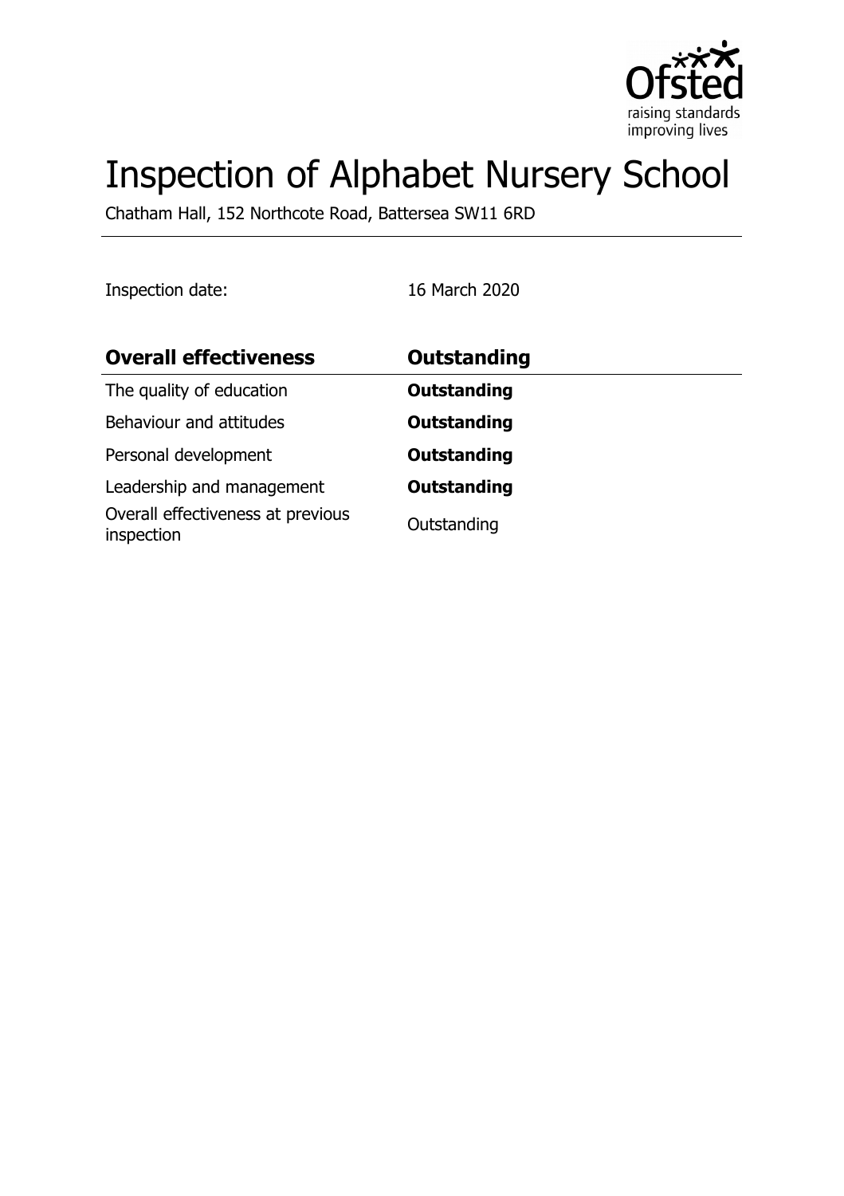# Inspection of Alphabet Nursery School

Chatham Hall, 152 Northcote Road, Battersea SW11 6RD

Inspection date: 16 March 2020

| **Overall effectiveness** | **Outstanding** |
| --- | --- |
| The quality of education | **Outstanding** |
| Behaviour and attitudes | **Outstanding** |
| Personal development | **Outstanding** |
| Leadership and management | **Outstanding** |
| Overall effectiveness at previous inspection | Outstanding |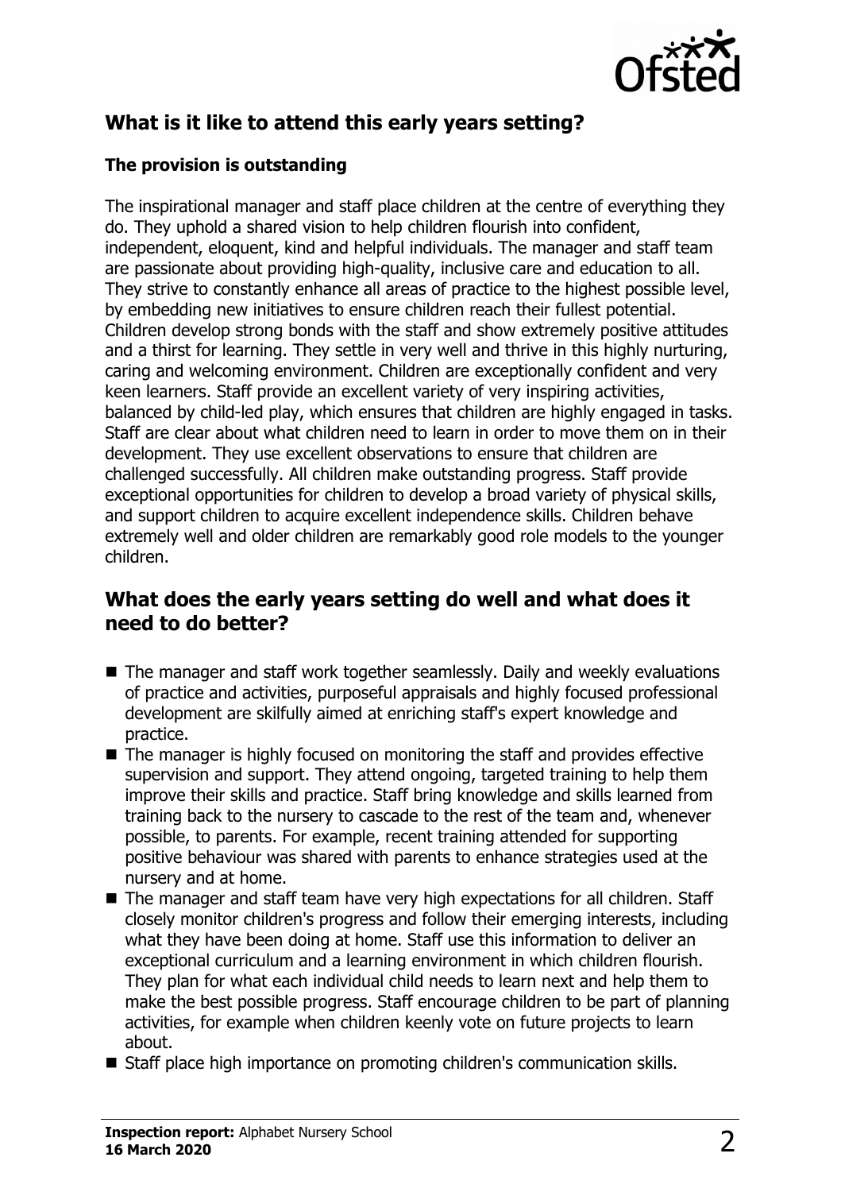## What is it like to attend this early years setting?

### The provision is outstanding

The inspirational manager and staff place children at the centre of everything they do. They uphold a shared vision to help children flourish into confident, independent, eloquent, kind and helpful individuals. The manager and staff team are passionate about providing high-quality, inclusive care and education to all. They strive to constantly enhance all areas of practice to the highest possible level, by embedding new initiatives to ensure children reach their fullest potential. Children develop strong bonds with the staff and show extremely positive attitudes and a thirst for learning. They settle in very well and thrive in this highly nurturing, caring and welcoming environment. Children are exceptionally confident and very keen learners. Staff provide an excellent variety of very inspiring activities, balanced by child-led play, which ensures that children are highly engaged in tasks. Staff are clear about what children need to learn in order to move them on in their development. They use excellent observations to ensure that children are challenged successfully. All children make outstanding progress. Staff provide exceptional opportunities for children to develop a broad variety of physical skills, and support children to acquire excellent independence skills. Children behave extremely well and older children are remarkably good role models to the younger children.

## What does the early years setting do well and what does it need to do better?

- The manager and staff work together seamlessly. Daily and weekly evaluations of practice and activities, purposeful appraisals and highly focused professional development are skilfully aimed at enriching staff's expert knowledge and practice.
- The manager is highly focused on monitoring the staff and provides effective supervision and support. They attend ongoing, targeted training to help them improve their skills and practice. Staff bring knowledge and skills learned from training back to the nursery to cascade to the rest of the team and, whenever possible, to parents. For example, recent training attended for supporting positive behaviour was shared with parents to enhance strategies used at the nursery and at home.
- The manager and staff team have very high expectations for all children. Staff closely monitor children's progress and follow their emerging interests, including what they have been doing at home. Staff use this information to deliver an exceptional curriculum and a learning environment in which children flourish. They plan for what each individual child needs to learn next and help them to make the best possible progress. Staff encourage children to be part of planning activities, for example when children keenly vote on future projects to learn about.
- Staff place high importance on promoting children's communication skills.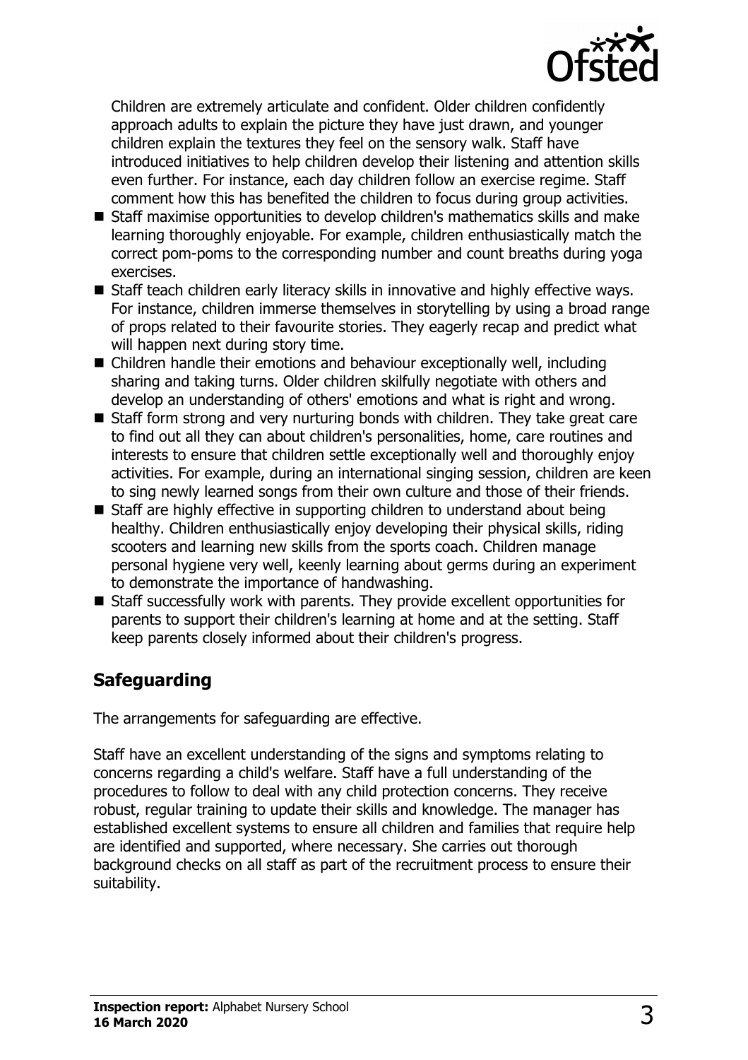Children are extremely articulate and confident. Older children confidently approach adults to explain the picture they have just drawn, and younger children explain the textures they feel on the sensory walk. Staff have introduced initiatives to help children develop their listening and attention skills even further. For instance, each day children follow an exercise regime. Staff comment how this has benefited the children to focus during group activities.

- Staff maximise opportunities to develop children's mathematics skills and make learning thoroughly enjoyable. For example, children enthusiastically match the correct pom-poms to the corresponding number and count breaths during yoga exercises.
- Staff teach children early literacy skills in innovative and highly effective ways. For instance, children immerse themselves in storytelling by using a broad range of props related to their favourite stories. They eagerly recap and predict what will happen next during story time.
- Children handle their emotions and behaviour exceptionally well, including sharing and taking turns. Older children skilfully negotiate with others and develop an understanding of others' emotions and what is right and wrong.
- Staff form strong and very nurturing bonds with children. They take great care to find out all they can about children's personalities, home, care routines and interests to ensure that children settle exceptionally well and thoroughly enjoy activities. For example, during an international singing session, children are keen to sing newly learned songs from their own culture and those of their friends.
- Staff are highly effective in supporting children to understand about being healthy. Children enthusiastically enjoy developing their physical skills, riding scooters and learning new skills from the sports coach. Children manage personal hygiene very well, keenly learning about germs during an experiment to demonstrate the importance of handwashing.
- Staff successfully work with parents. They provide excellent opportunities for parents to support their children's learning at home and at the setting. Staff keep parents closely informed about their children's progress.

## Safeguarding

The arrangements for safeguarding are effective.

Staff have an excellent understanding of the signs and symptoms relating to concerns regarding a child's welfare. Staff have a full understanding of the procedures to follow to deal with any child protection concerns. They receive robust, regular training to update their skills and knowledge. The manager has established excellent systems to ensure all children and families that require help are identified and supported, where necessary. She carries out thorough background checks on all staff as part of the recruitment process to ensure their suitability.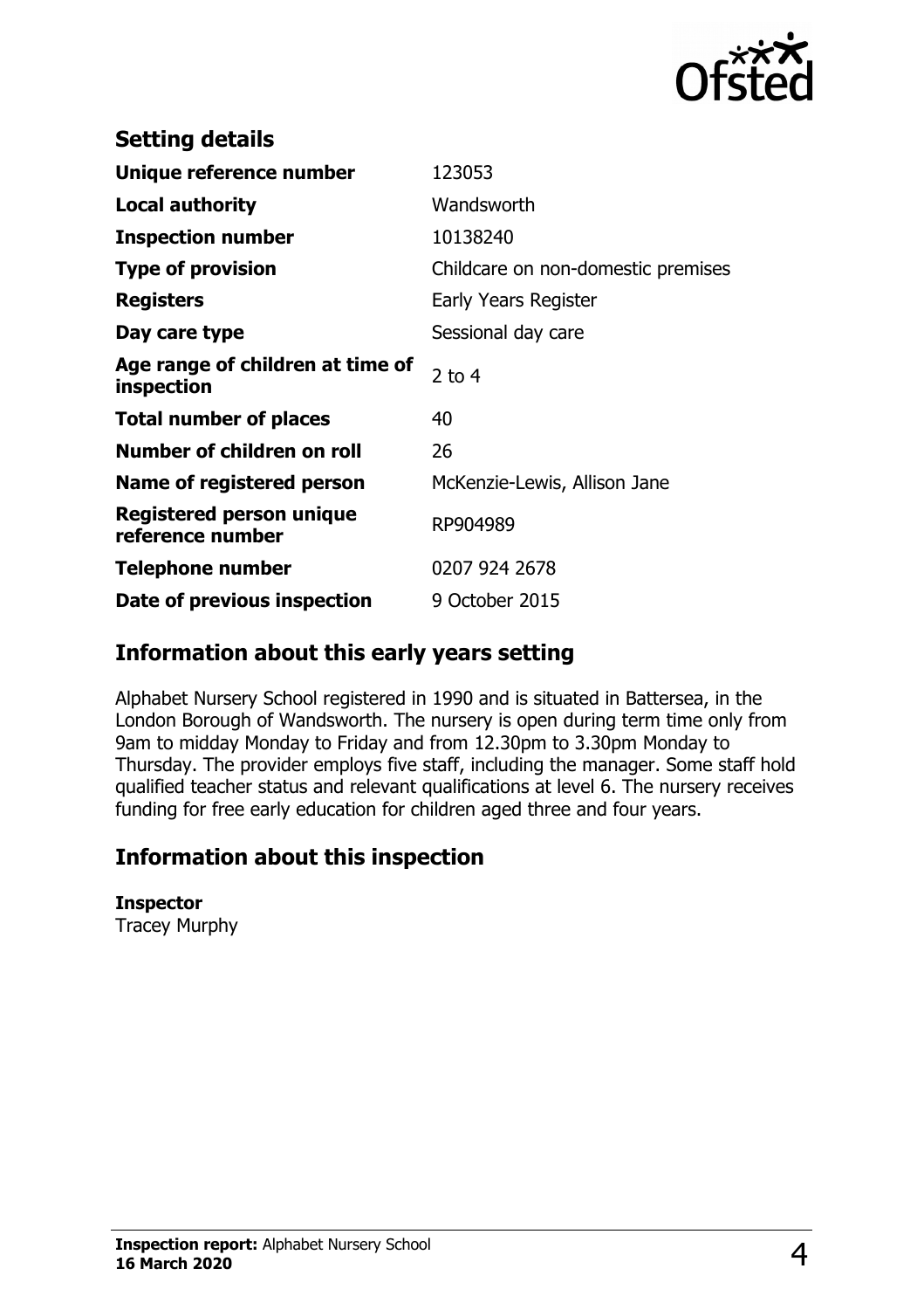## Setting details

| | |
|---|---|
| **Unique reference number** | 123053 |
| **Local authority** | Wandsworth |
| **Inspection number** | 10138240 |
| **Type of provision** | Childcare on non-domestic premises |
| **Registers** | Early Years Register |
| **Day care type** | Sessional day care |
| **Age range of children at time of inspection** | 2 to 4 |
| **Total number of places** | 40 |
| **Number of children on roll** | 26 |
| **Name of registered person** | McKenzie-Lewis, Allison Jane |
| **Registered person unique reference number** | RP904989 |
| **Telephone number** | 0207 924 2678 |
| **Date of previous inspection** | 9 October 2015 |

## Information about this early years setting

Alphabet Nursery School registered in 1990 and is situated in Battersea, in the London Borough of Wandsworth. The nursery is open during term time only from 9am to midday Monday to Friday and from 12.30pm to 3.30pm Monday to Thursday. The provider employs five staff, including the manager. Some staff hold qualified teacher status and relevant qualifications at level 6. The nursery receives funding for free early education for children aged three and four years.

## Information about this inspection

**Inspector**
Tracey Murphy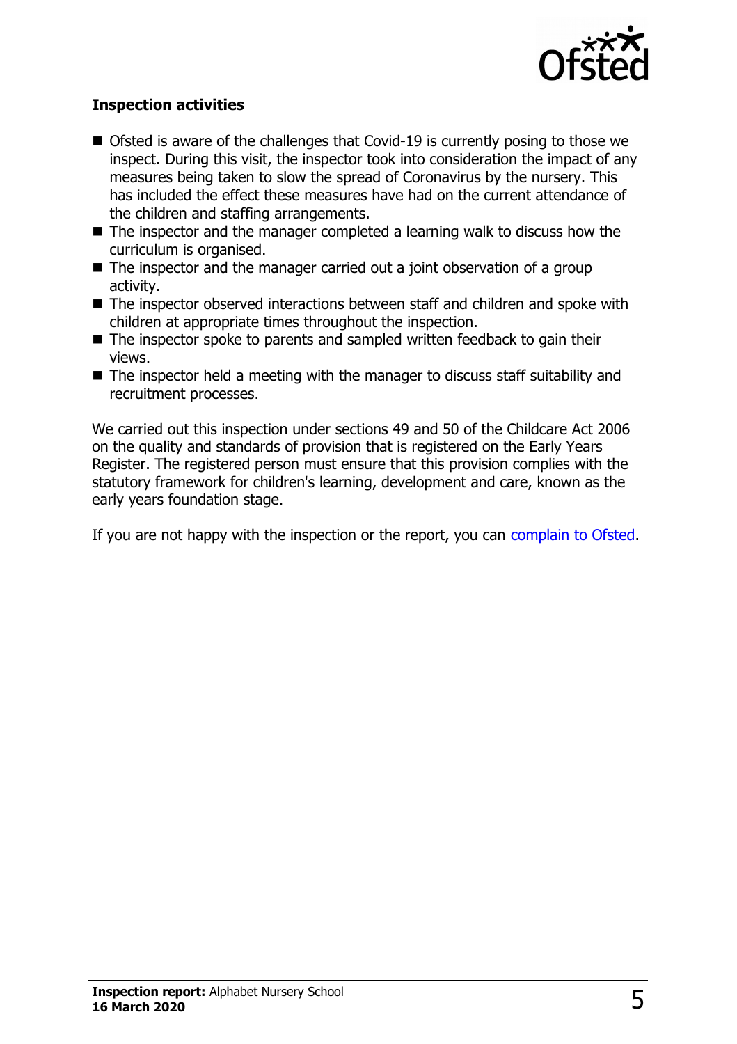**Inspection activities**

- Ofsted is aware of the challenges that Covid-19 is currently posing to those we inspect. During this visit, the inspector took into consideration the impact of any measures being taken to slow the spread of Coronavirus by the nursery. This has included the effect these measures have had on the current attendance of the children and staffing arrangements.
- The inspector and the manager completed a learning walk to discuss how the curriculum is organised.
- The inspector and the manager carried out a joint observation of a group activity.
- The inspector observed interactions between staff and children and spoke with children at appropriate times throughout the inspection.
- The inspector spoke to parents and sampled written feedback to gain their views.
- The inspector held a meeting with the manager to discuss staff suitability and recruitment processes.

We carried out this inspection under sections 49 and 50 of the Childcare Act 2006 on the quality and standards of provision that is registered on the Early Years Register. The registered person must ensure that this provision complies with the statutory framework for children's learning, development and care, known as the early years foundation stage.

If you are not happy with the inspection or the report, you can complain to Ofsted.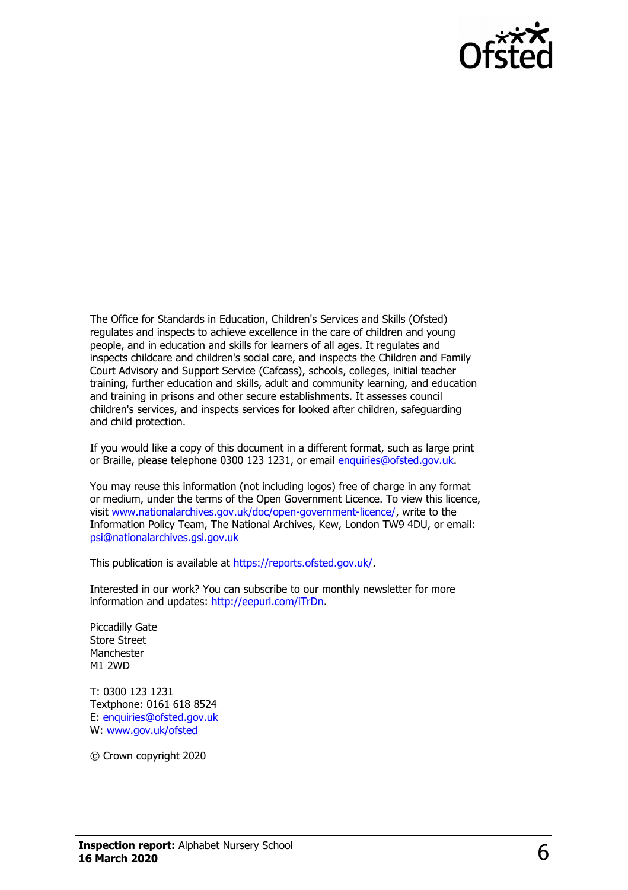The Office for Standards in Education, Children's Services and Skills (Ofsted) regulates and inspects to achieve excellence in the care of children and young people, and in education and skills for learners of all ages. It regulates and inspects childcare and children's social care, and inspects the Children and Family Court Advisory and Support Service (Cafcass), schools, colleges, initial teacher training, further education and skills, adult and community learning, and education and training in prisons and other secure establishments. It assesses council children's services, and inspects services for looked after children, safeguarding and child protection.

If you would like a copy of this document in a different format, such as large print or Braille, please telephone 0300 123 1231, or email enquiries@ofsted.gov.uk.

You may reuse this information (not including logos) free of charge in any format or medium, under the terms of the Open Government Licence. To view this licence, visit www.nationalarchives.gov.uk/doc/open-government-licence/, write to the Information Policy Team, The National Archives, Kew, London TW9 4DU, or email: psi@nationalarchives.gsi.gov.uk

This publication is available at https://reports.ofsted.gov.uk/.

Interested in our work? You can subscribe to our monthly newsletter for more information and updates: http://eepurl.com/iTrDn.

Piccadilly Gate
Store Street
Manchester
M1 2WD

T: 0300 123 1231
Textphone: 0161 618 8524
E: enquiries@ofsted.gov.uk
W: www.gov.uk/ofsted

© Crown copyright 2020